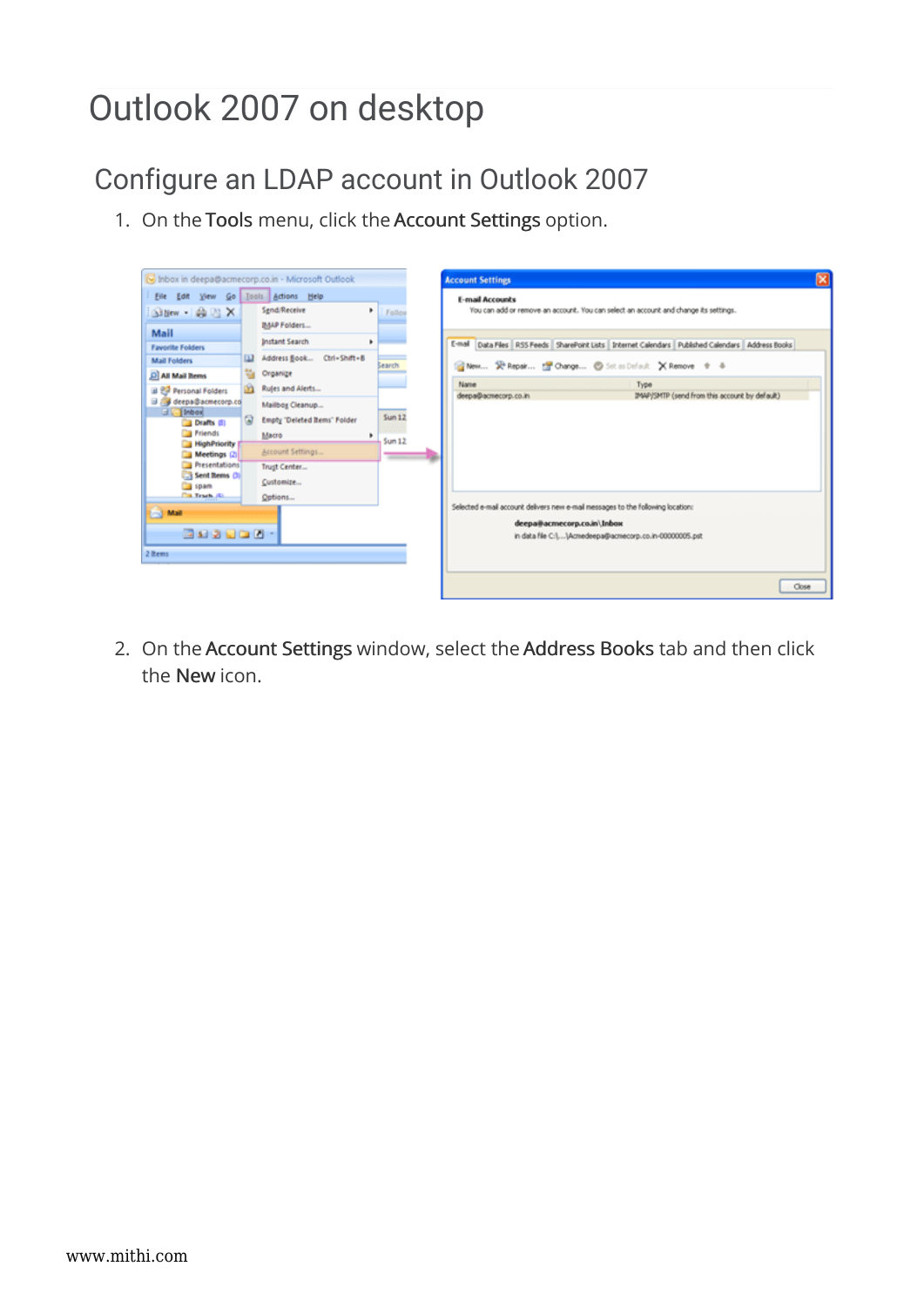# Outlook 2007 on desktop

## Configure an LDAP account in Outlook 2007

1. On the **Tools** menu, click the **Account Settings** option.

2. On the **Account Settings** window, select the **Address Books** tab and then click the **New** icon.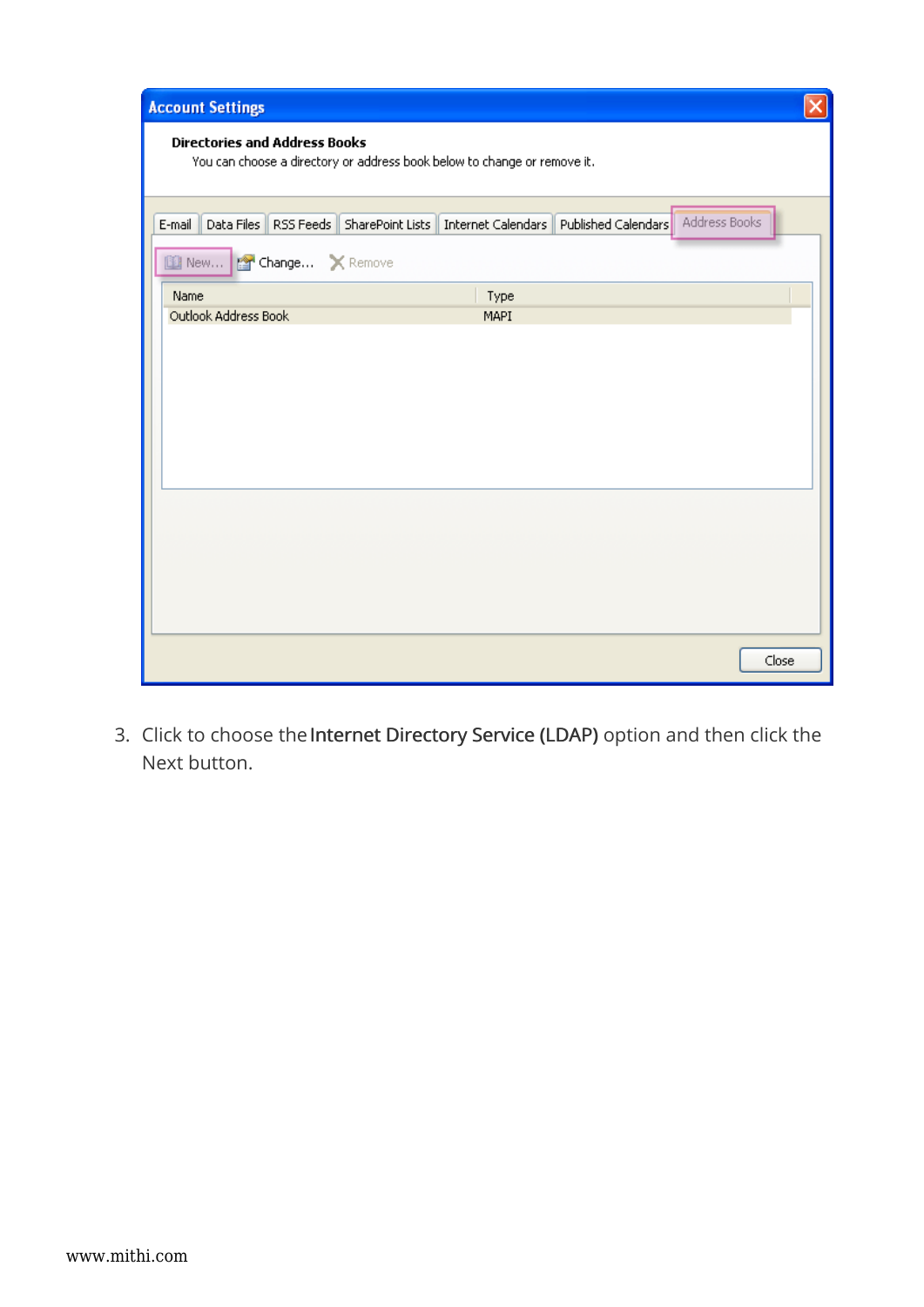3. Click to choose the **Internet Directory Service (LDAP)** option and then click the Next button.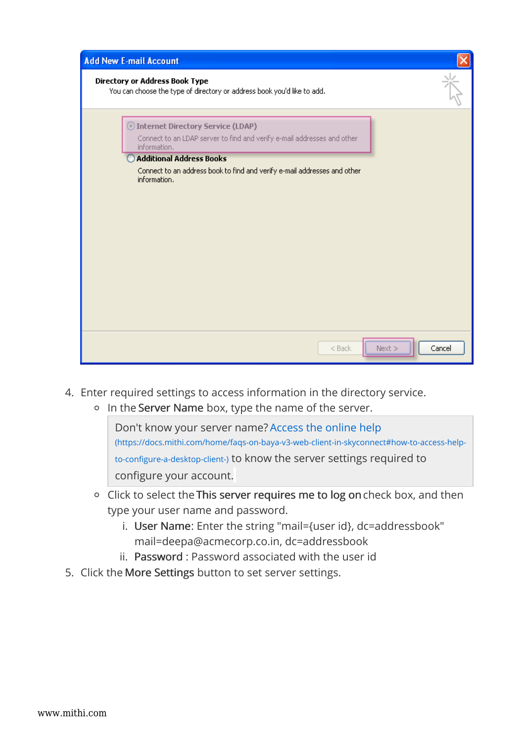4. Enter required settings to access information in the directory service.
    - In the **Server Name** box, type the name of the server.

      > Don't know your server name? [Access the online help](https://docs.mithi.com/home/faqs-on-baya-v3-web-client-in-skyconnect#how-to-access-help-to-configure-a-desktop-client-) (https://docs.mithi.com/home/faqs-on-baya-v3-web-client-in-skyconnect#how-to-access-help-to-configure-a-desktop-client-) to know the server settings required to configure your account.

    - Click to select the **This server requires me to log on** check box, and then type your user name and password.
        1. **User Name**: Enter the string "mail={user id}, dc=addressbook" mail=deepa@acmecorp.co.in, dc=addressbook
        2. **Password** : Password associated with the user id
5. Click the **More Settings** button to set server settings.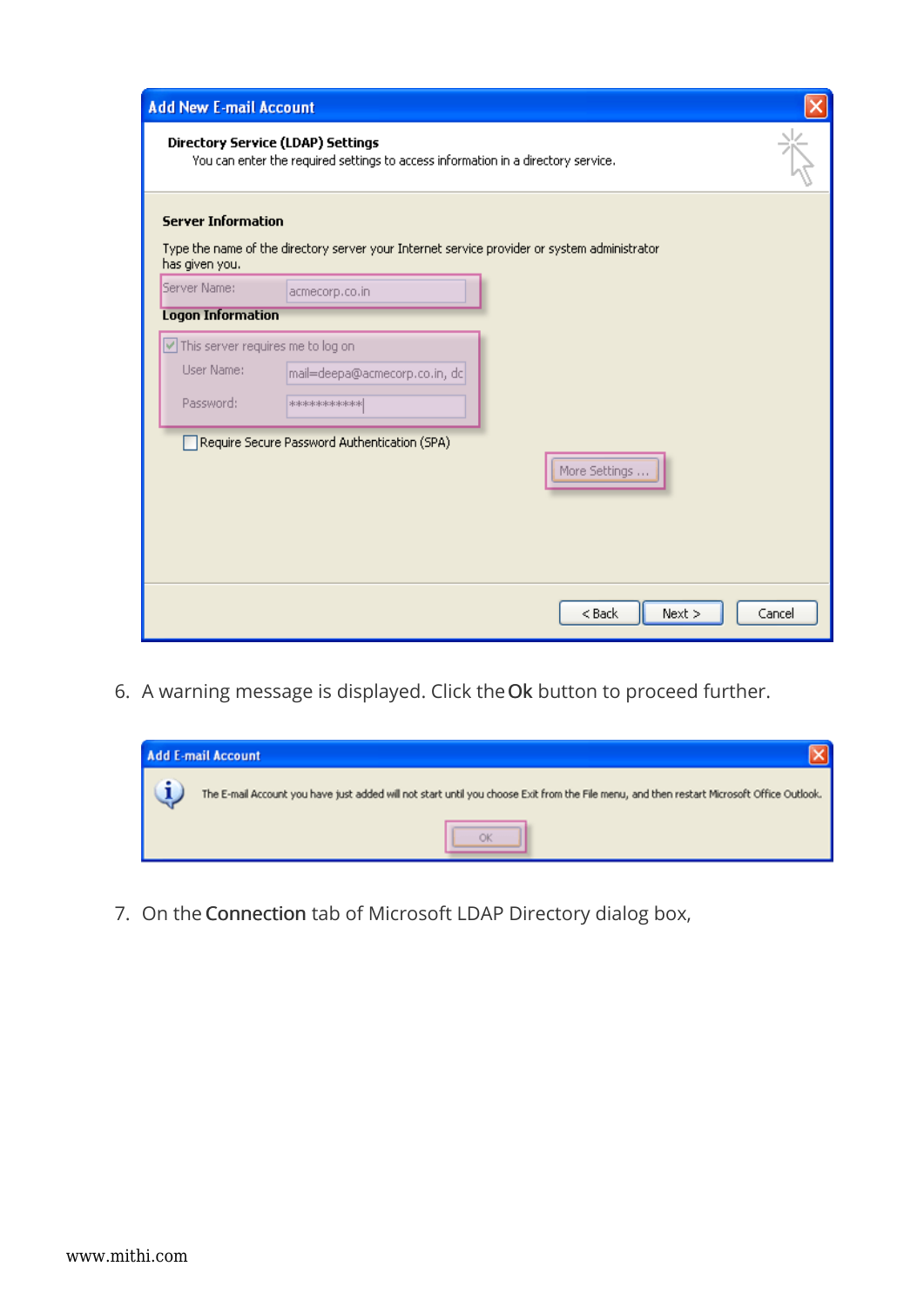6. A warning message is displayed. Click the **Ok** button to proceed further.

7. On the **Connection** tab of Microsoft LDAP Directory dialog box,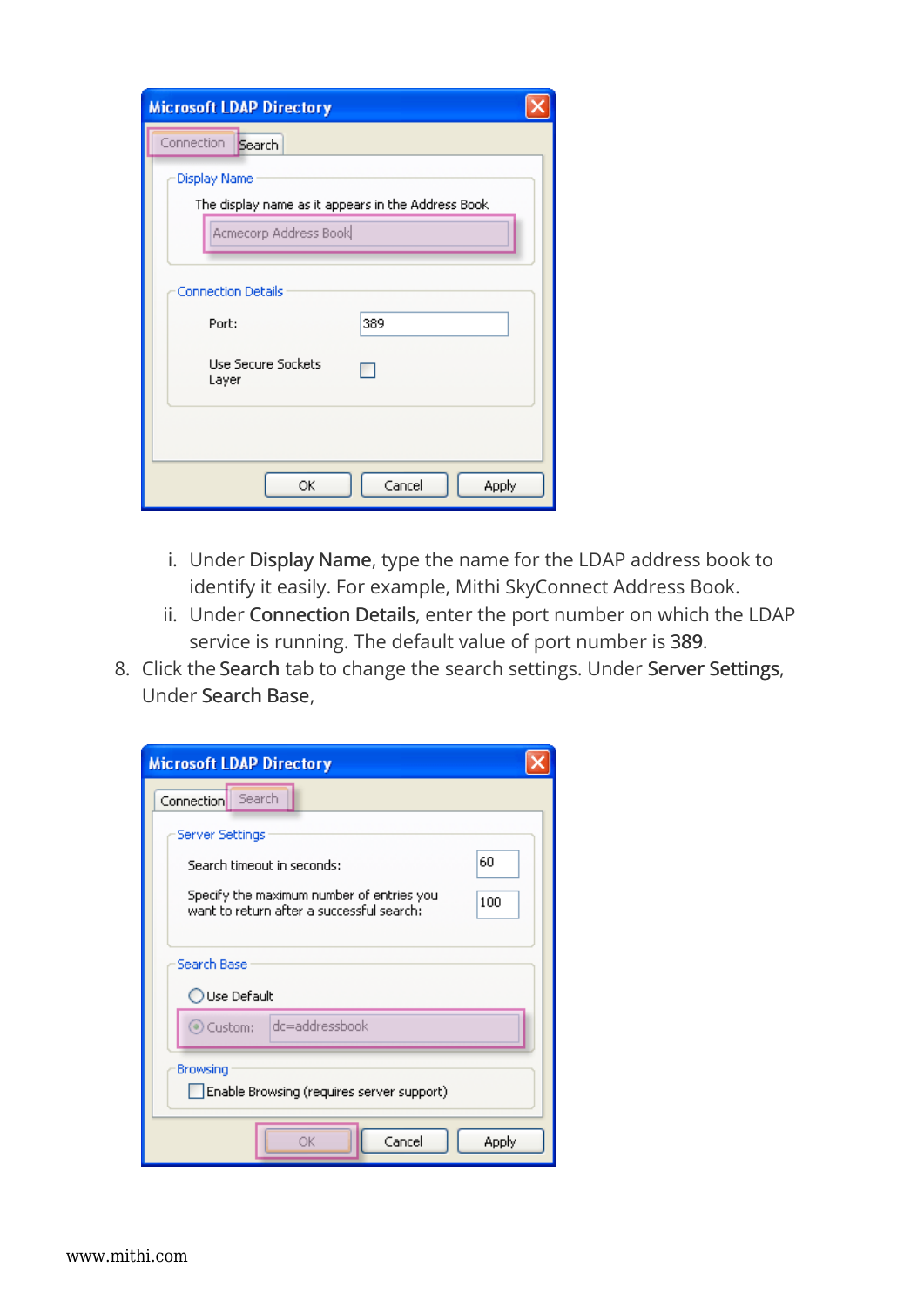i. Under **Display Name**, type the name for the LDAP address book to identify it easily. For example, Mithi SkyConnect Address Book.

ii. Under **Connection Details**, enter the port number on which the LDAP service is running. The default value of port number is **389**.

8. Click the **Search** tab to change the search settings. Under **Server Settings**, Under **Search Base**,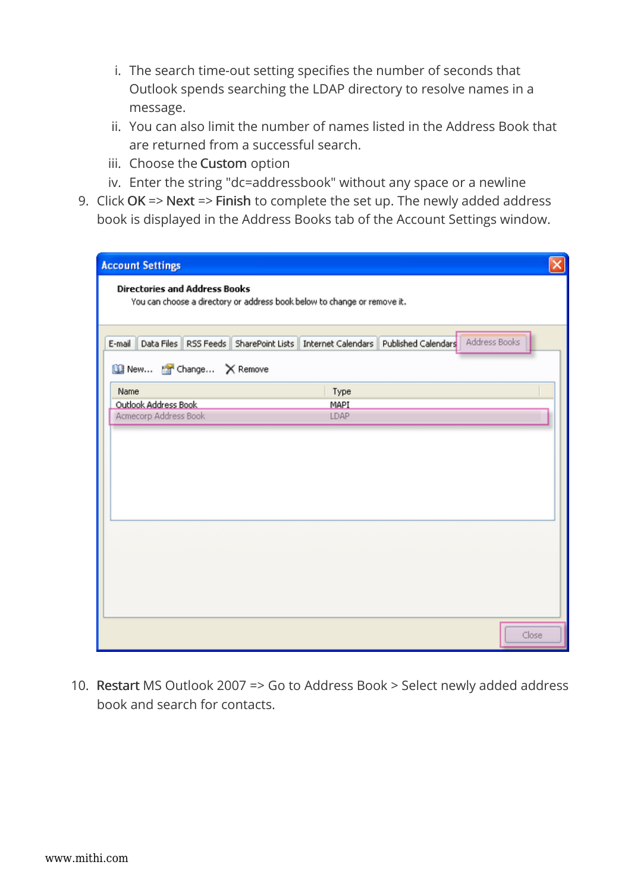i. The search time-out setting specifies the number of seconds that Outlook spends searching the LDAP directory to resolve names in a message.
  ii. You can also limit the number of names listed in the Address Book that are returned from a successful search.
  iii. Choose the **Custom** option
  iv. Enter the string "dc=addressbook" without any space or a newline

9. Click **OK** => **Next** => **Finish** to complete the set up. The newly added address book is displayed in the Address Books tab of the Account Settings window.

10. **Restart** MS Outlook 2007 => Go to Address Book > Select newly added address book and search for contacts.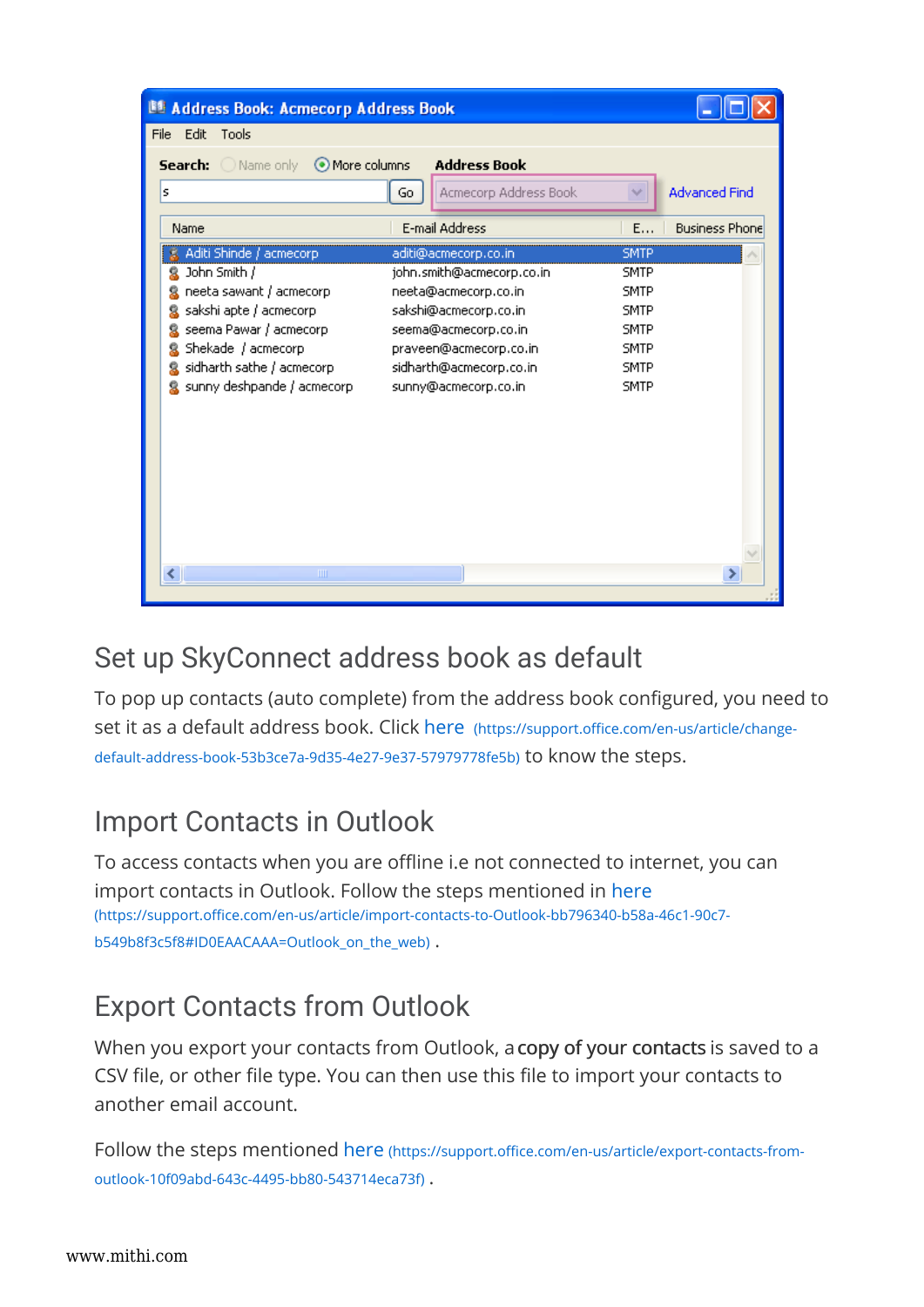## Set up SkyConnect address book as default

To pop up contacts (auto complete) from the address book configured, you need to set it as a default address book. Click here (https://support.office.com/en-us/article/change-default-address-book-53b3ce7a-9d35-4e27-9e37-57979778fe5b) to know the steps.

## Import Contacts in Outlook

To access contacts when you are offline i.e not connected to internet, you can import contacts in Outlook. Follow the steps mentioned in here (https://support.office.com/en-us/article/import-contacts-to-Outlook-bb796340-b58a-46c1-90c7-b549b8f3c5f8#ID0EAACAAA=Outlook_on_the_web) .

## Export Contacts from Outlook

When you export your contacts from Outlook, a **copy of your contacts** is saved to a CSV file, or other file type. You can then use this file to import your contacts to another email account.

Follow the steps mentioned here (https://support.office.com/en-us/article/export-contacts-from-outlook-10f09abd-643c-4495-bb80-543714eca73f) .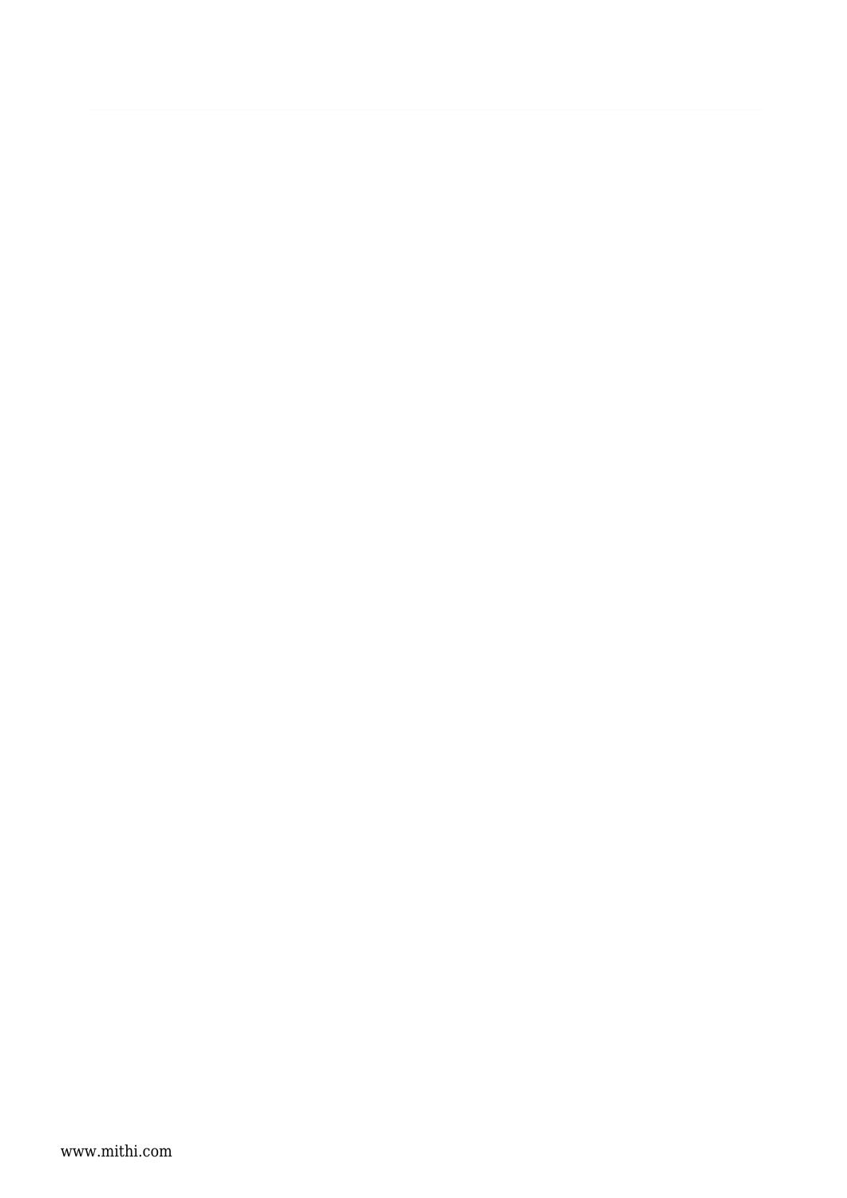www.mithi.com